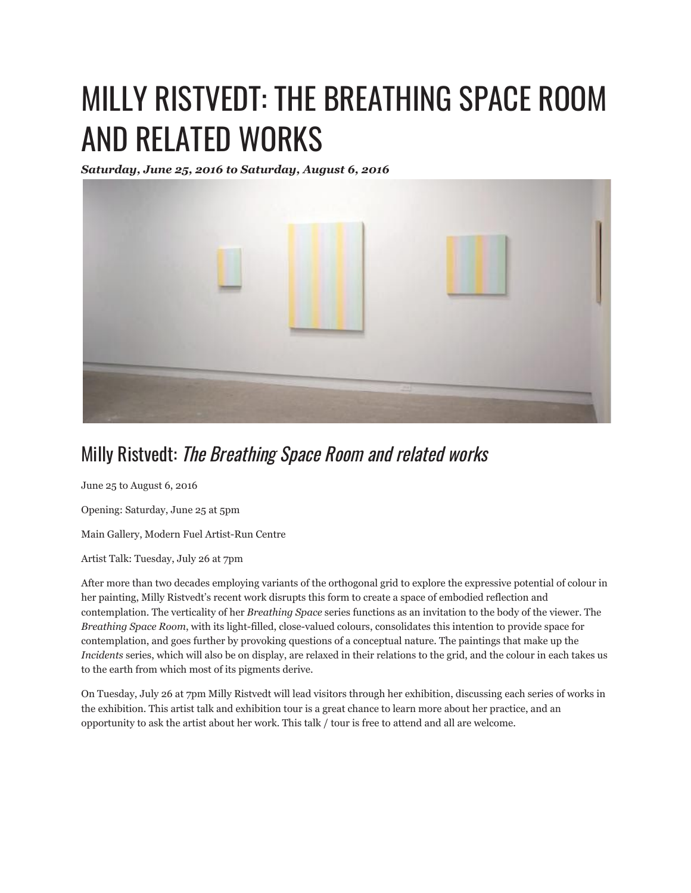# MILLY RISTVEDT: THE BREATHING SPACE ROOM AND RELATED WORKS

***Saturday, June 25, 2016 to Saturday, August 6, 2016***

## Milly Ristvedt: *The Breathing Space Room and related works*

June 25 to August 6, 2016

Opening: Saturday, June 25 at 5pm

Main Gallery, Modern Fuel Artist-Run Centre

Artist Talk: Tuesday, July 26 at 7pm

After more than two decades employing variants of the orthogonal grid to explore the expressive potential of colour in her painting, Milly Ristvedt's recent work disrupts this form to create a space of embodied reflection and contemplation. The verticality of her *Breathing Space* series functions as an invitation to the body of the viewer. The *Breathing Space Room*, with its light-filled, close-valued colours, consolidates this intention to provide space for contemplation, and goes further by provoking questions of a conceptual nature. The paintings that make up the *Incidents* series, which will also be on display, are relaxed in their relations to the grid, and the colour in each takes us to the earth from which most of its pigments derive.

On Tuesday, July 26 at 7pm Milly Ristvedt will lead visitors through her exhibition, discussing each series of works in the exhibition. This artist talk and exhibition tour is a great chance to learn more about her practice, and an opportunity to ask the artist about her work. This talk / tour is free to attend and all are welcome.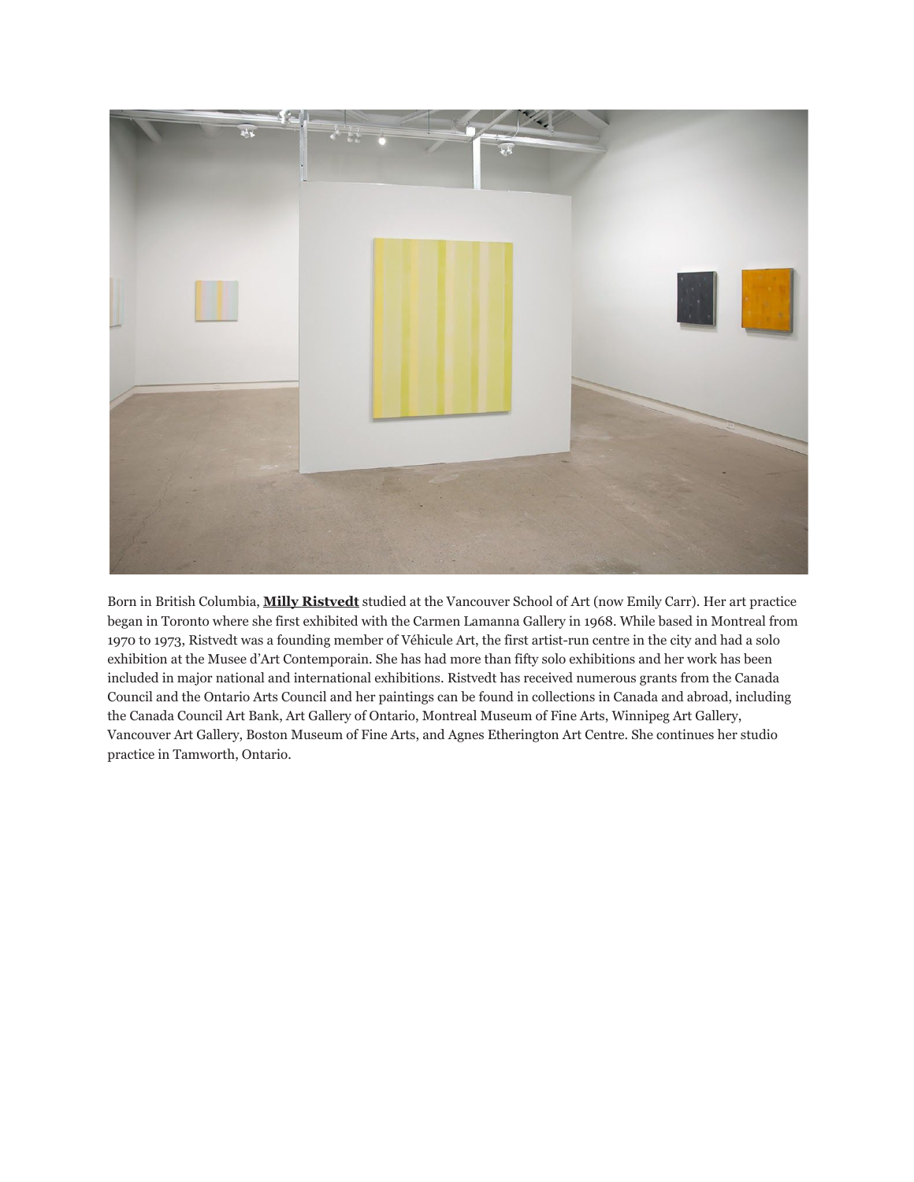Born in British Columbia, **Milly Ristvedt** studied at the Vancouver School of Art (now Emily Carr). Her art practice began in Toronto where she first exhibited with the Carmen Lamanna Gallery in 1968. While based in Montreal from 1970 to 1973, Ristvedt was a founding member of Véhicule Art, the first artist-run centre in the city and had a solo exhibition at the Musee d'Art Contemporain. She has had more than fifty solo exhibitions and her work has been included in major national and international exhibitions. Ristvedt has received numerous grants from the Canada Council and the Ontario Arts Council and her paintings can be found in collections in Canada and abroad, including the Canada Council Art Bank, Art Gallery of Ontario, Montreal Museum of Fine Arts, Winnipeg Art Gallery, Vancouver Art Gallery, Boston Museum of Fine Arts, and Agnes Etherington Art Centre. She continues her studio practice in Tamworth, Ontario.